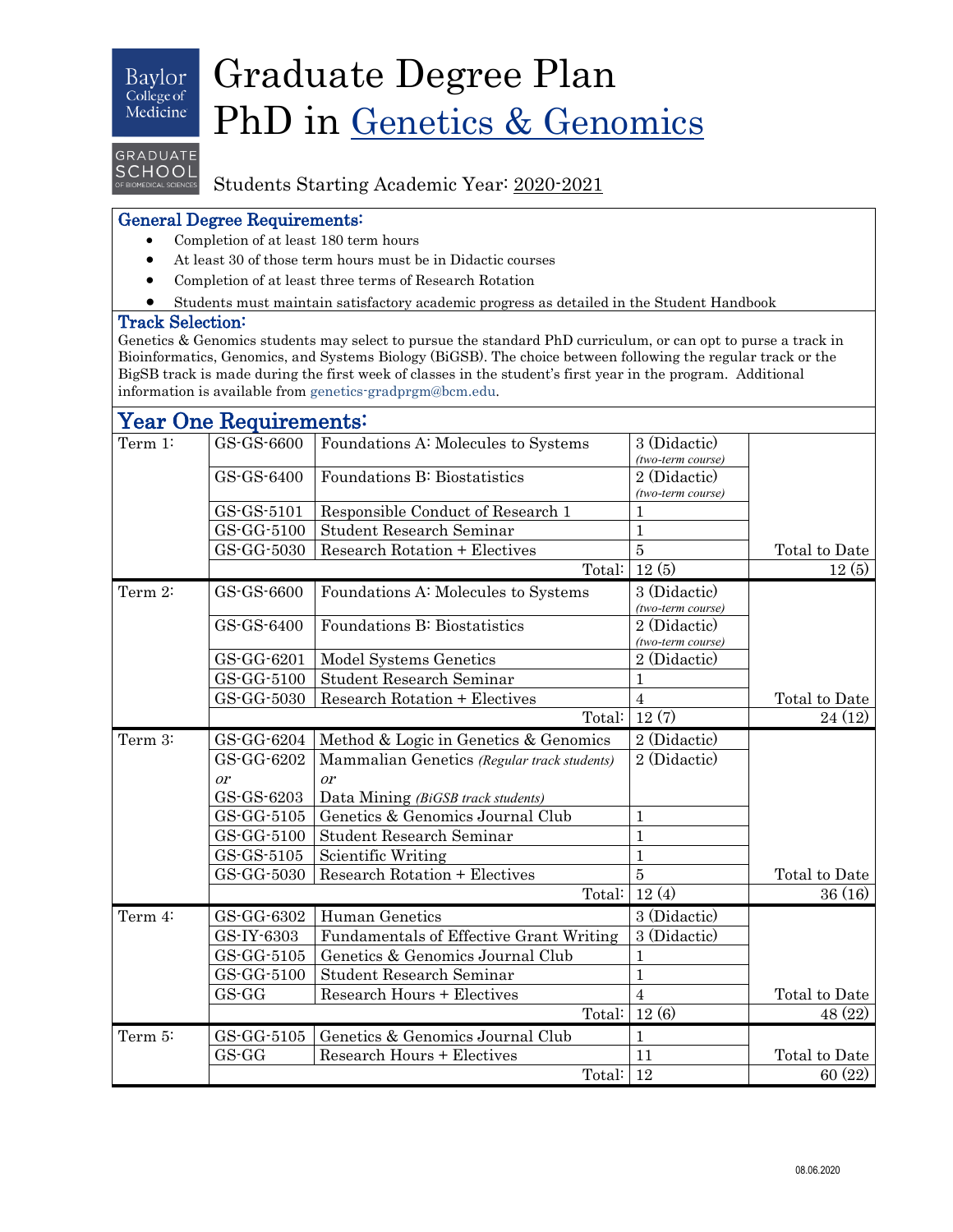# Graduate Degree Plan

# PhD in Genetics & Genomics

Baylor College of Medicine — Graduate School of Biomedical Sciences

Students Starting Academic Year: 2020-2021

## General Degree Requirements:

- Completion of at least 180 term hours
- At least 30 of those term hours must be in Didactic courses
- Completion of at least three terms of Research Rotation
- Students must maintain satisfactory academic progress as detailed in the Student Handbook

## Track Selection:

Genetics & Genomics students may select to pursue the standard PhD curriculum, or can opt to purse a track in Bioinformatics, Genomics, and Systems Biology (BiGSB). The choice between following the regular track or the BigSB track is made during the first week of classes in the student's first year in the program. Additional information is available from genetics-gradprgm@bcm.edu.

## Year One Requirements:

| Term | Course | Title | Hours | |
|---|---|---|---|---|
| Term 1: | GS-GS-6600 | Foundations A: Molecules to Systems | 3 (Didactic) *(two-term course)* | |
| | GS-GS-6400 | Foundations B: Biostatistics | 2 (Didactic) *(two-term course)* | |
| | GS-GS-5101 | Responsible Conduct of Research 1 | 1 | |
| | GS-GG-5100 | Student Research Seminar | 1 | |
| | GS-GG-5030 | Research Rotation + Electives | 5 | Total to Date |
| | | Total: | 12 (5) | 12 (5) |
| Term 2: | GS-GS-6600 | Foundations A: Molecules to Systems | 3 (Didactic) *(two-term course)* | |
| | GS-GS-6400 | Foundations B: Biostatistics | 2 (Didactic) *(two-term course)* | |
| | GS-GG-6201 | Model Systems Genetics | 2 (Didactic) | |
| | GS-GG-5100 | Student Research Seminar | 1 | |
| | GS-GG-5030 | Research Rotation + Electives | 4 | Total to Date |
| | | Total: | 12 (7) | 24 (12) |
| Term 3: | GS-GG-6204 | Method & Logic in Genetics & Genomics | 2 (Didactic) | |
| | GS-GG-6202 *or* GS-GS-6203 | Mammalian Genetics *(Regular track students)* *or* Data Mining *(BiGSB track students)* | 2 (Didactic) | |
| | GS-GG-5105 | Genetics & Genomics Journal Club | 1 | |
| | GS-GG-5100 | Student Research Seminar | 1 | |
| | GS-GS-5105 | Scientific Writing | 1 | |
| | GS-GG-5030 | Research Rotation + Electives | 5 | Total to Date |
| | | Total: | 12 (4) | 36 (16) |
| Term 4: | GS-GG-6302 | Human Genetics | 3 (Didactic) | |
| | GS-IY-6303 | Fundamentals of Effective Grant Writing | 3 (Didactic) | |
| | GS-GG-5105 | Genetics & Genomics Journal Club | 1 | |
| | GS-GG-5100 | Student Research Seminar | 1 | |
| | GS-GG | Research Hours + Electives | 4 | Total to Date |
| | | Total: | 12 (6) | 48 (22) |
| Term 5: | GS-GG-5105 | Genetics & Genomics Journal Club | 1 | |
| | GS-GG | Research Hours + Electives | 11 | Total to Date |
| | | Total: | 12 | 60 (22) |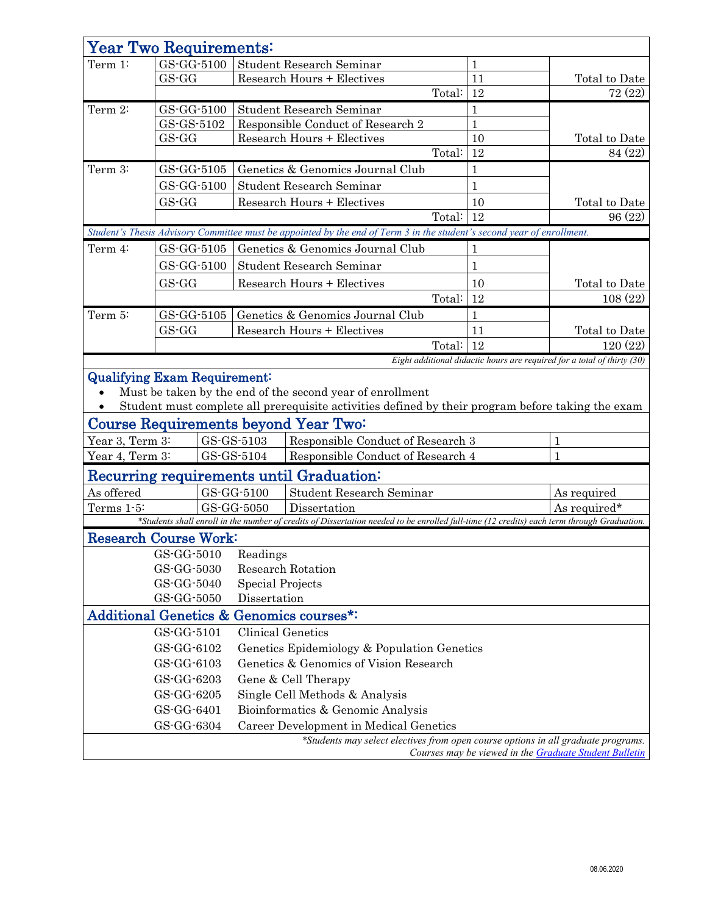## Year Two Requirements:

| | | | | |
|---|---|---|---|---|
| Term 1: | GS-GG-5100 | Student Research Seminar | 1 | |
| | GS-GG | Research Hours + Electives | 11 | Total to Date |
| | | Total: | 12 | 72 (22) |
| Term 2: | GS-GG-5100 | Student Research Seminar | 1 | |
| | GS-GS-5102 | Responsible Conduct of Research 2 | 1 | |
| | GS-GG | Research Hours + Electives | 10 | Total to Date |
| | | Total: | 12 | 84 (22) |
| Term 3: | GS-GG-5105 | Genetics & Genomics Journal Club | 1 | |
| | GS-GG-5100 | Student Research Seminar | 1 | |
| | GS-GG | Research Hours + Electives | 10 | Total to Date |
| | | Total: | 12 | 96 (22) |

*Student's Thesis Advisory Committee must be appointed by the end of Term 3 in the student's second year of enrollment.*

| | | | | |
|---|---|---|---|---|
| Term 4: | GS-GG-5105 | Genetics & Genomics Journal Club | 1 | |
| | GS-GG-5100 | Student Research Seminar | 1 | |
| | GS-GG | Research Hours + Electives | 10 | Total to Date |
| | | Total: | 12 | 108 (22) |
| Term 5: | GS-GG-5105 | Genetics & Genomics Journal Club | 1 | |
| | GS-GG | Research Hours + Electives | 11 | Total to Date |
| | | Total: | 12 | 120 (22) |

*Eight additional didactic hours are required for a total of thirty (30)*

## Qualifying Exam Requirement:

- Must be taken by the end of the second year of enrollment
- Student must complete all prerequisite activities defined by their program before taking the exam

## Course Requirements beyond Year Two:

| | | | |
|---|---|---|---|
| Year 3, Term 3: | GS-GS-5103 | Responsible Conduct of Research 3 | 1 |
| Year 4, Term 3: | GS-GS-5104 | Responsible Conduct of Research 4 | 1 |

## Recurring requirements until Graduation:

| | | | |
|---|---|---|---|
| As offered | GS-GG-5100 | Student Research Seminar | As required |
| Terms 1-5: | GS-GG-5050 | Dissertation | As required* |

*\*Students shall enroll in the number of credits of Dissertation needed to be enrolled full-time (12 credits) each term through Graduation.*

## Research Course Work:

| | |
|---|---|
| GS-GG-5010 | Readings |
| GS-GG-5030 | Research Rotation |
| GS-GG-5040 | Special Projects |
| GS-GG-5050 | Dissertation |

## Additional Genetics & Genomics courses*:

| | |
|---|---|
| GS-GG-5101 | Clinical Genetics |
| GS-GG-6102 | Genetics Epidemiology & Population Genetics |
| GS-GG-6103 | Genetics & Genomics of Vision Research |
| GS-GG-6203 | Gene & Cell Therapy |
| GS-GG-6205 | Single Cell Methods & Analysis |
| GS-GG-6401 | Bioinformatics & Genomic Analysis |
| GS-GG-6304 | Career Development in Medical Genetics |

*\*Students may select electives from open course options in all graduate programs.*
*Courses may be viewed in the Graduate Student Bulletin*

08.06.2020